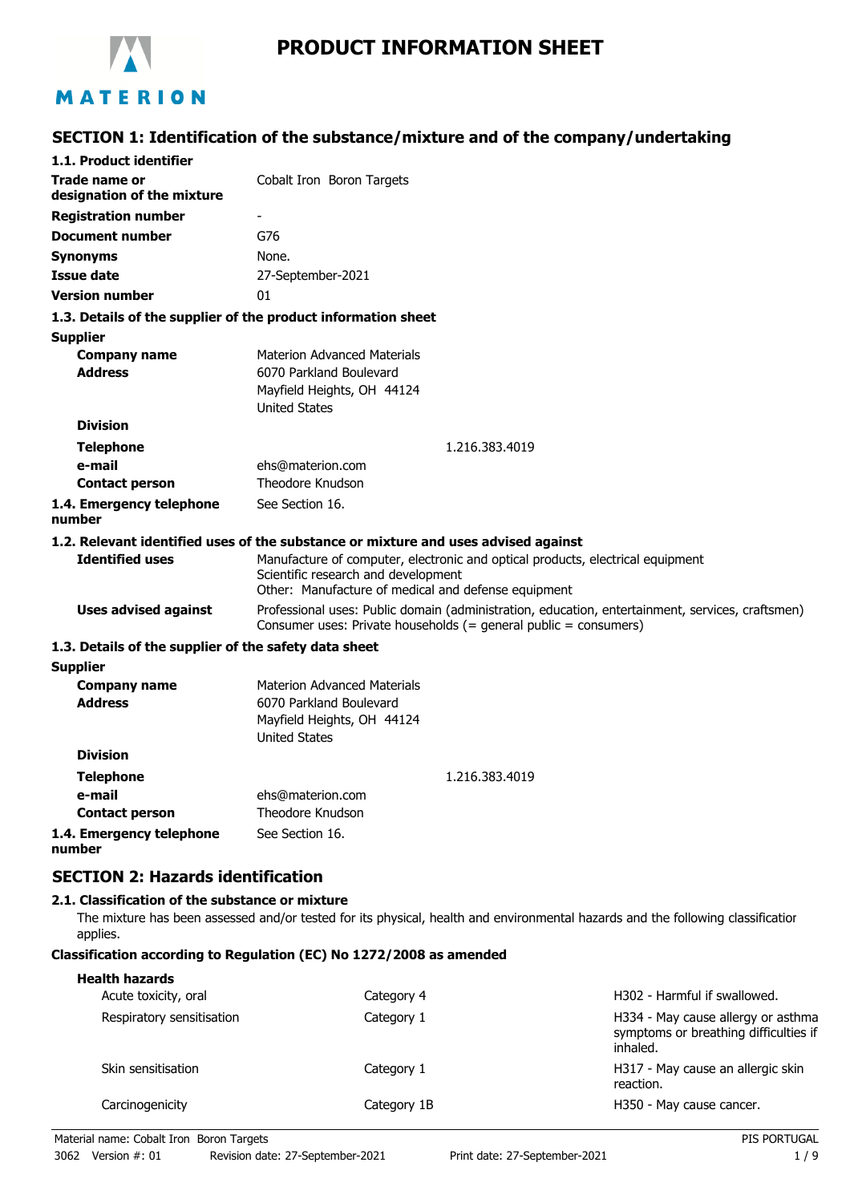# PRODUCT INFORMATION SHEET

## SECTION 1: Identification of the substance/mixture and of the company/undertaking

### 1.1. Product identifier

| | |
|---|---|
| **Trade name or designation of the mixture** | Cobalt Iron Boron Targets |
| **Registration number** | - |
| **Document number** | G76 |
| **Synonyms** | None. |
| **Issue date** | 27-September-2021 |
| **Version number** | 01 |

### 1.3. Details of the supplier of the product information sheet

**Supplier**

| | |
|---|---|
| **Company name** | Materion Advanced Materials |
| **Address** | 6070 Parkland Boulevard<br>Mayfield Heights, OH 44124<br>United States |
| **Division** | |
| **Telephone** | 1.216.383.4019 |
| **e-mail** | ehs@materion.com |
| **Contact person** | Theodore Knudson |
| **1.4. Emergency telephone number** | See Section 16. |

### 1.2. Relevant identified uses of the substance or mixture and uses advised against

| | |
|---|---|
| **Identified uses** | Manufacture of computer, electronic and optical products, electrical equipment<br>Scientific research and development<br>Other: Manufacture of medical and defense equipment |
| **Uses advised against** | Professional uses: Public domain (administration, education, entertainment, services, craftsmen)<br>Consumer uses: Private households (= general public = consumers) |

### 1.3. Details of the supplier of the safety data sheet

**Supplier**

| | |
|---|---|
| **Company name** | Materion Advanced Materials |
| **Address** | 6070 Parkland Boulevard<br>Mayfield Heights, OH 44124<br>United States |
| **Division** | |
| **Telephone** | 1.216.383.4019 |
| **e-mail** | ehs@materion.com |
| **Contact person** | Theodore Knudson |
| **1.4. Emergency telephone number** | See Section 16. |

## SECTION 2: Hazards identification

### 2.1. Classification of the substance or mixture

The mixture has been assessed and/or tested for its physical, health and environmental hazards and the following classification applies.

**Classification according to Regulation (EC) No 1272/2008 as amended**

**Health hazards**

| | | |
|---|---|---|
| Acute toxicity, oral | Category 4 | H302 - Harmful if swallowed. |
| Respiratory sensitisation | Category 1 | H334 - May cause allergy or asthma symptoms or breathing difficulties if inhaled. |
| Skin sensitisation | Category 1 | H317 - May cause an allergic skin reaction. |
| Carcinogenicity | Category 1B | H350 - May cause cancer. |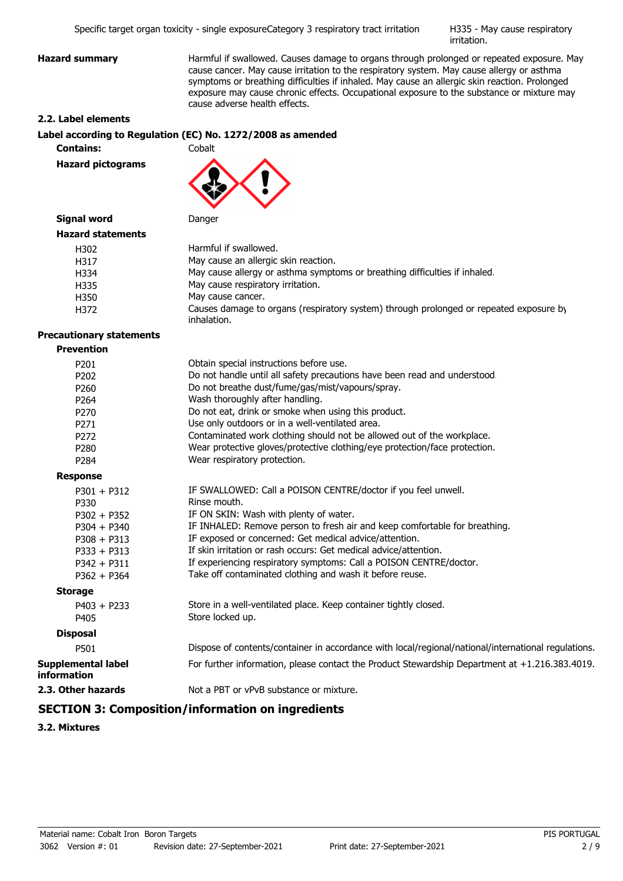| | | |
|---|---|---|
| Specific target organ toxicity - single exposure | Category 3 respiratory tract irritation | H335 - May cause respiratory irritation. |

**Hazard summary** Harmful if swallowed. Causes damage to organs through prolonged or repeated exposure. May cause cancer. May cause irritation to the respiratory system. May cause allergy or asthma symptoms or breathing difficulties if inhaled. May cause an allergic skin reaction. Prolonged exposure may cause chronic effects. Occupational exposure to the substance or mixture may cause adverse health effects.

### 2.2. Label elements

**Label according to Regulation (EC) No. 1272/2008 as amended**

**Contains:** Cobalt

**Hazard pictograms**

**Signal word** Danger

**Hazard statements**

| | |
|---|---|
| H302 | Harmful if swallowed. |
| H317 | May cause an allergic skin reaction. |
| H334 | May cause allergy or asthma symptoms or breathing difficulties if inhaled. |
| H335 | May cause respiratory irritation. |
| H350 | May cause cancer. |
| H372 | Causes damage to organs (respiratory system) through prolonged or repeated exposure by inhalation. |

**Precautionary statements**

**Prevention**

| | |
|---|---|
| P201 | Obtain special instructions before use. |
| P202 | Do not handle until all safety precautions have been read and understood. |
| P260 | Do not breathe dust/fume/gas/mist/vapours/spray. |
| P264 | Wash thoroughly after handling. |
| P270 | Do not eat, drink or smoke when using this product. |
| P271 | Use only outdoors or in a well-ventilated area. |
| P272 | Contaminated work clothing should not be allowed out of the workplace. |
| P280 | Wear protective gloves/protective clothing/eye protection/face protection. |
| P284 | Wear respiratory protection. |

**Response**

| | |
|---|---|
| P301 + P312 | IF SWALLOWED: Call a POISON CENTRE/doctor if you feel unwell. |
| P330 | Rinse mouth. |
| P302 + P352 | IF ON SKIN: Wash with plenty of water. |
| P304 + P340 | IF INHALED: Remove person to fresh air and keep comfortable for breathing. |
| P308 + P313 | IF exposed or concerned: Get medical advice/attention. |
| P333 + P313 | If skin irritation or rash occurs: Get medical advice/attention. |
| P342 + P311 | If experiencing respiratory symptoms: Call a POISON CENTRE/doctor. |
| P362 + P364 | Take off contaminated clothing and wash it before reuse. |

**Storage**

| | |
|---|---|
| P403 + P233 | Store in a well-ventilated place. Keep container tightly closed. |
| P405 | Store locked up. |

**Disposal**

| | |
|---|---|
| P501 | Dispose of contents/container in accordance with local/regional/national/international regulations. |

**Supplemental label information** For further information, please contact the Product Stewardship Department at +1.216.383.4019.

**2.3. Other hazards** Not a PBT or vPvB substance or mixture.

## SECTION 3: Composition/information on ingredients

### 3.2. Mixtures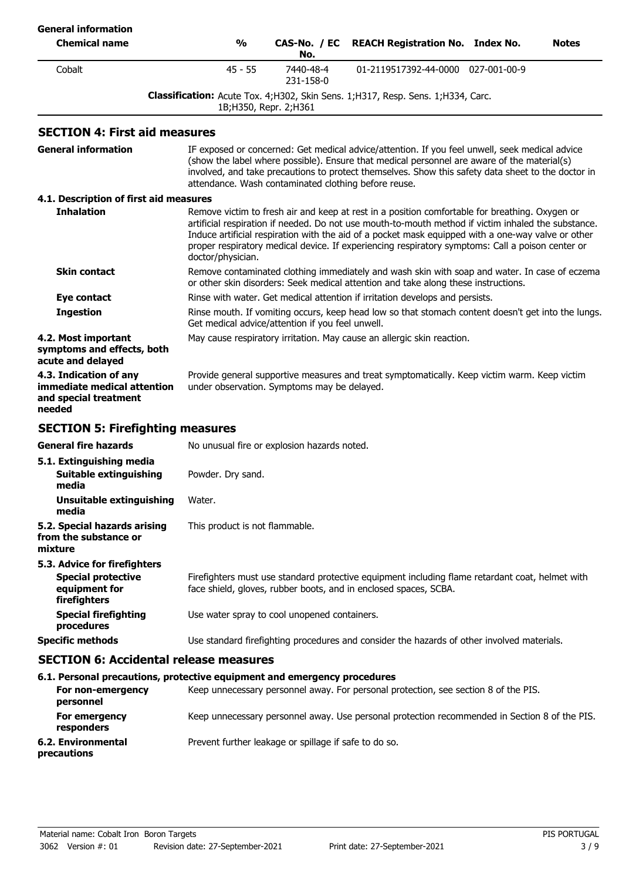**General information**

| Chemical name | % | CAS-No. / EC No. | REACH Registration No. | Index No. | Notes |
|---|---|---|---|---|---|
| Cobalt | 45 - 55 | 7440-48-4<br>231-158-0 | 01-2119517392-44-0000 | 027-001-00-9 | |
| | **Classification:** Acute Tox. 4;H302, Skin Sens. 1;H317, Resp. Sens. 1;H334, Carc. 1B;H350, Repr. 2;H361 | | | | |

## SECTION 4: First aid measures

**General information** IF exposed or concerned: Get medical advice/attention. If you feel unwell, seek medical advice (show the label where possible). Ensure that medical personnel are aware of the material(s) involved, and take precautions to protect themselves. Show this safety data sheet to the doctor in attendance. Wash contaminated clothing before reuse.

### 4.1. Description of first aid measures

**Inhalation** Remove victim to fresh air and keep at rest in a position comfortable for breathing. Oxygen or artificial respiration if needed. Do not use mouth-to-mouth method if victim inhaled the substance. Induce artificial respiration with the aid of a pocket mask equipped with a one-way valve or other proper respiratory medical device. If experiencing respiratory symptoms: Call a poison center or doctor/physician.

**Skin contact** Remove contaminated clothing immediately and wash skin with soap and water. In case of eczema or other skin disorders: Seek medical attention and take along these instructions.

**Eye contact** Rinse with water. Get medical attention if irritation develops and persists.

**Ingestion** Rinse mouth. If vomiting occurs, keep head low so that stomach content doesn't get into the lungs. Get medical advice/attention if you feel unwell.

**4.2. Most important symptoms and effects, both acute and delayed** May cause respiratory irritation. May cause an allergic skin reaction.

**4.3. Indication of any immediate medical attention and special treatment needed** Provide general supportive measures and treat symptomatically. Keep victim warm. Keep victim under observation. Symptoms may be delayed.

## SECTION 5: Firefighting measures

**General fire hazards** No unusual fire or explosion hazards noted.

### 5.1. Extinguishing media

**Suitable extinguishing media** Powder. Dry sand.

**Unsuitable extinguishing media** Water.

**5.2. Special hazards arising from the substance or mixture** This product is not flammable.

### 5.3. Advice for firefighters

**Special protective equipment for firefighters** Firefighters must use standard protective equipment including flame retardant coat, helmet with face shield, gloves, rubber boots, and in enclosed spaces, SCBA.

**Special firefighting procedures** Use water spray to cool unopened containers.

**Specific methods** Use standard firefighting procedures and consider the hazards of other involved materials.

## SECTION 6: Accidental release measures

### 6.1. Personal precautions, protective equipment and emergency procedures

**For non-emergency personnel** Keep unnecessary personnel away. For personal protection, see section 8 of the PIS.

**For emergency responders** Keep unnecessary personnel away. Use personal protection recommended in Section 8 of the PIS.

**6.2. Environmental precautions** Prevent further leakage or spillage if safe to do so.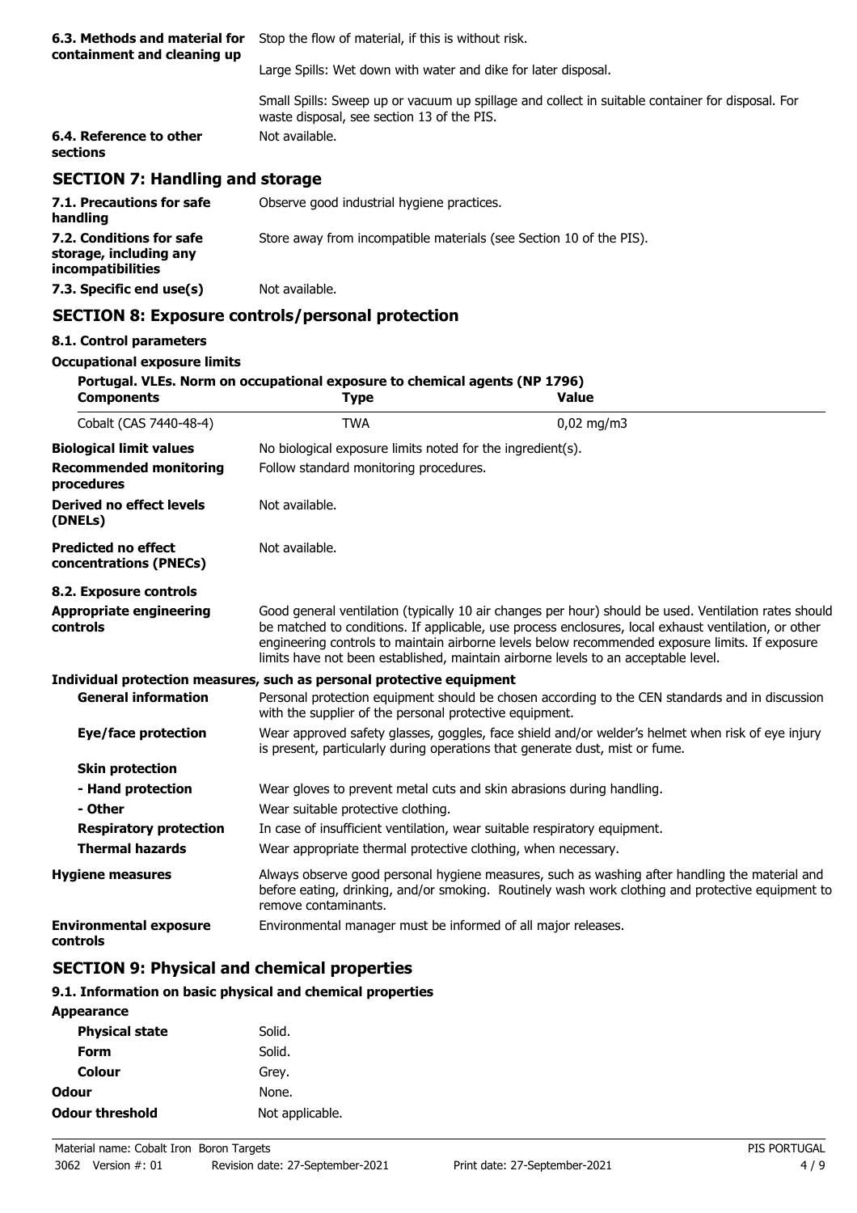| | |
|---|---|
| **6.3. Methods and material for containment and cleaning up** | Stop the flow of material, if this is without risk. |
| | Large Spills: Wet down with water and dike for later disposal. |
| | Small Spills: Sweep up or vacuum up spillage and collect in suitable container for disposal. For waste disposal, see section 13 of the PIS. |
| **6.4. Reference to other sections** | Not available. |

## SECTION 7: Handling and storage

| | |
|---|---|
| **7.1. Precautions for safe handling** | Observe good industrial hygiene practices. |
| **7.2. Conditions for safe storage, including any incompatibilities** | Store away from incompatible materials (see Section 10 of the PIS). |
| **7.3. Specific end use(s)** | Not available. |

## SECTION 8: Exposure controls/personal protection

### 8.1. Control parameters

**Occupational exposure limits**

**Portugal. VLEs. Norm on occupational exposure to chemical agents (NP 1796)**

| Components | Type | Value |
|---|---|---|
| Cobalt (CAS 7440-48-4) | TWA | 0,02 mg/m3 |

| | |
|---|---|
| **Biological limit values** | No biological exposure limits noted for the ingredient(s). |
| **Recommended monitoring procedures** | Follow standard monitoring procedures. |
| **Derived no effect levels (DNELs)** | Not available. |
| **Predicted no effect concentrations (PNECs)** | Not available. |

### 8.2. Exposure controls

| | |
|---|---|
| **Appropriate engineering controls** | Good general ventilation (typically 10 air changes per hour) should be used. Ventilation rates should be matched to conditions. If applicable, use process enclosures, local exhaust ventilation, or other engineering controls to maintain airborne levels below recommended exposure limits. If exposure limits have not been established, maintain airborne levels to an acceptable level. |

**Individual protection measures, such as personal protective equipment**

| | |
|---|---|
| **General information** | Personal protection equipment should be chosen according to the CEN standards and in discussion with the supplier of the personal protective equipment. |
| **Eye/face protection** | Wear approved safety glasses, goggles, face shield and/or welder's helmet when risk of eye injury is present, particularly during operations that generate dust, mist or fume. |
| **Skin protection** | |
| **- Hand protection** | Wear gloves to prevent metal cuts and skin abrasions during handling. |
| **- Other** | Wear suitable protective clothing. |
| **Respiratory protection** | In case of insufficient ventilation, wear suitable respiratory equipment. |
| **Thermal hazards** | Wear appropriate thermal protective clothing, when necessary. |
| **Hygiene measures** | Always observe good personal hygiene measures, such as washing after handling the material and before eating, drinking, and/or smoking. Routinely wash work clothing and protective equipment to remove contaminants. |
| **Environmental exposure controls** | Environmental manager must be informed of all major releases. |

## SECTION 9: Physical and chemical properties

### 9.1. Information on basic physical and chemical properties

| | |
|---|---|
| **Appearance** | |
| **Physical state** | Solid. |
| **Form** | Solid. |
| **Colour** | Grey. |
| **Odour** | None. |
| **Odour threshold** | Not applicable. |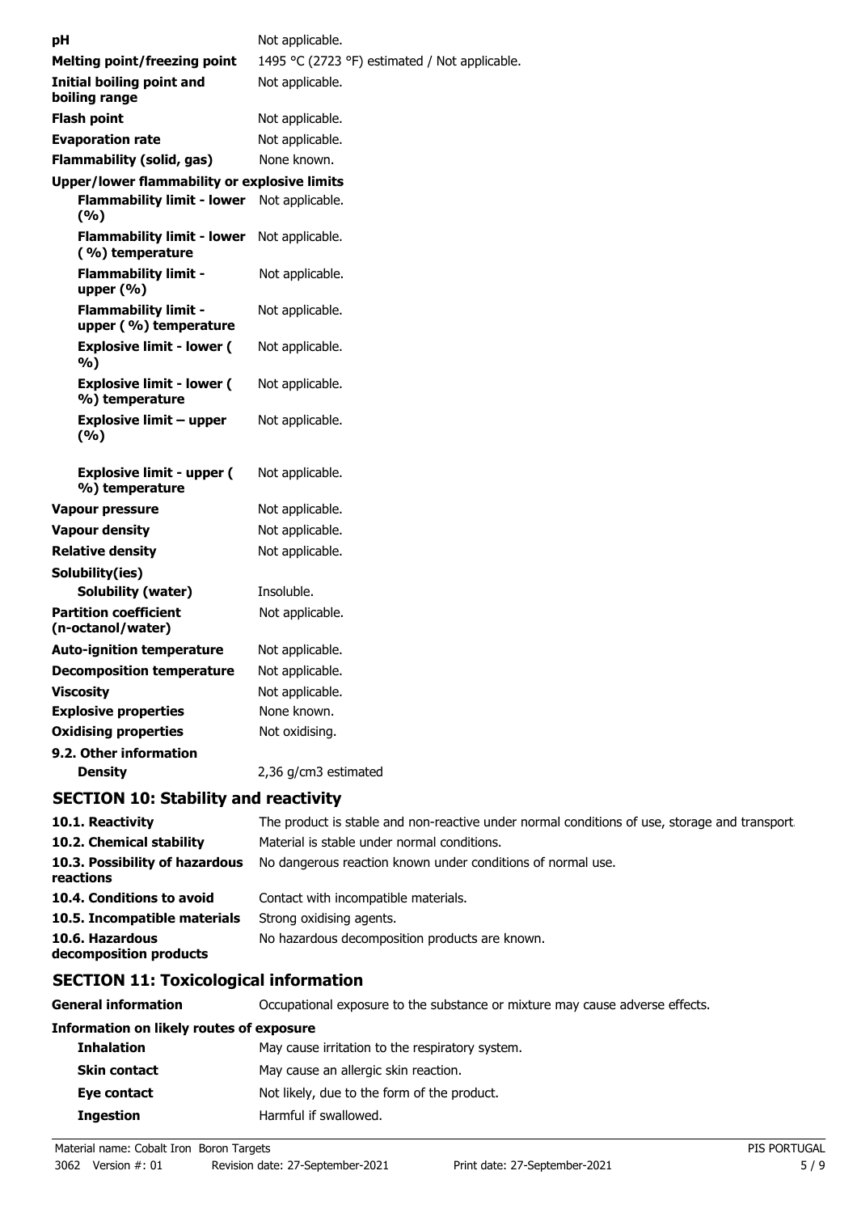| | |
|---|---|
| **pH** | Not applicable. |
| **Melting point/freezing point** | 1495 °C (2723 °F) estimated / Not applicable. |
| **Initial boiling point and boiling range** | Not applicable. |
| **Flash point** | Not applicable. |
| **Evaporation rate** | Not applicable. |
| **Flammability (solid, gas)** | None known. |
| **Upper/lower flammability or explosive limits** | |
| **Flammability limit - lower (%)** | Not applicable. |
| **Flammability limit - lower (%) temperature** | Not applicable. |
| **Flammability limit - upper (%)** | Not applicable. |
| **Flammability limit - upper (%) temperature** | Not applicable. |
| **Explosive limit - lower (%)** | Not applicable. |
| **Explosive limit - lower (%) temperature** | Not applicable. |
| **Explosive limit – upper (%)** | Not applicable. |
| **Explosive limit - upper (%) temperature** | Not applicable. |
| **Vapour pressure** | Not applicable. |
| **Vapour density** | Not applicable. |
| **Relative density** | Not applicable. |
| **Solubility(ies)** | |
| **Solubility (water)** | Insoluble. |
| **Partition coefficient (n-octanol/water)** | Not applicable. |
| **Auto-ignition temperature** | Not applicable. |
| **Decomposition temperature** | Not applicable. |
| **Viscosity** | Not applicable. |
| **Explosive properties** | None known. |
| **Oxidising properties** | Not oxidising. |
| **9.2. Other information** | |
| **Density** | 2,36 g/cm3 estimated |

## SECTION 10: Stability and reactivity

| | |
|---|---|
| **10.1. Reactivity** | The product is stable and non-reactive under normal conditions of use, storage and transport. |
| **10.2. Chemical stability** | Material is stable under normal conditions. |
| **10.3. Possibility of hazardous reactions** | No dangerous reaction known under conditions of normal use. |
| **10.4. Conditions to avoid** | Contact with incompatible materials. |
| **10.5. Incompatible materials** | Strong oxidising agents. |
| **10.6. Hazardous decomposition products** | No hazardous decomposition products are known. |

## SECTION 11: Toxicological information

| | |
|---|---|
| **General information** | Occupational exposure to the substance or mixture may cause adverse effects. |
| **Information on likely routes of exposure** | |
| **Inhalation** | May cause irritation to the respiratory system. |
| **Skin contact** | May cause an allergic skin reaction. |
| **Eye contact** | Not likely, due to the form of the product. |
| **Ingestion** | Harmful if swallowed. |

Material name: Cobalt Iron Boron Targets
3062 Version #: 01 Revision date: 27-September-2021 Print date: 27-September-2021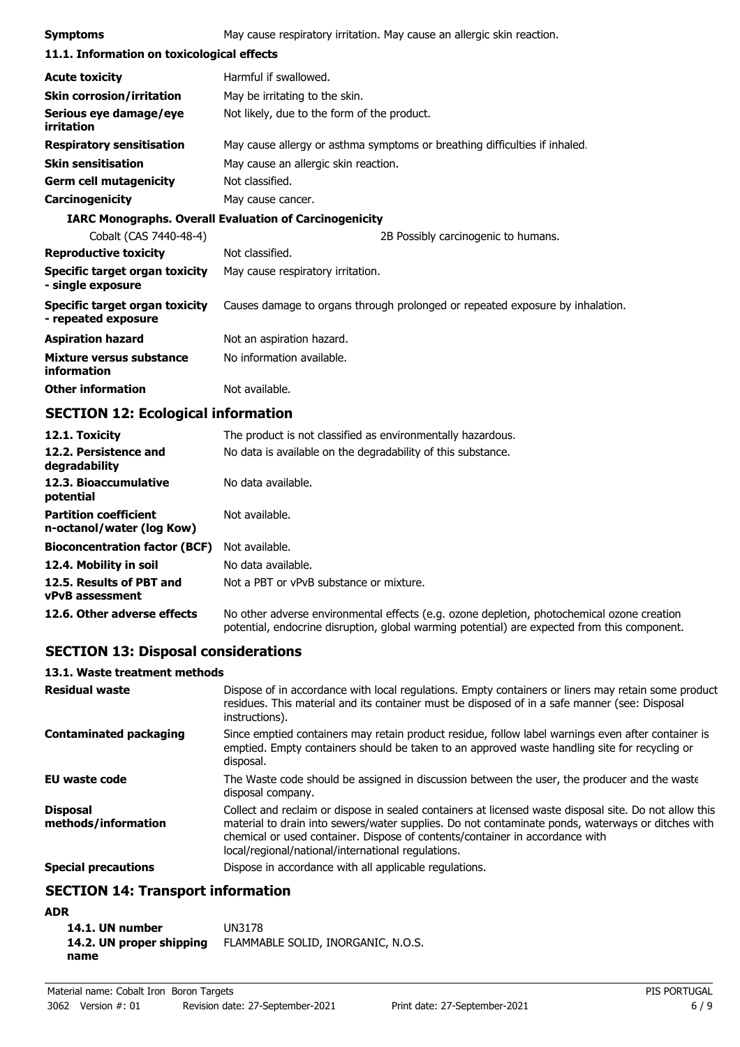| | |
|---|---|
| **Symptoms** | May cause respiratory irritation. May cause an allergic skin reaction. |

### 11.1. Information on toxicological effects

| | |
|---|---|
| **Acute toxicity** | Harmful if swallowed. |
| **Skin corrosion/irritation** | May be irritating to the skin. |
| **Serious eye damage/eye irritation** | Not likely, due to the form of the product. |
| **Respiratory sensitisation** | May cause allergy or asthma symptoms or breathing difficulties if inhaled. |
| **Skin sensitisation** | May cause an allergic skin reaction. |
| **Germ cell mutagenicity** | Not classified. |
| **Carcinogenicity** | May cause cancer. |

**IARC Monographs. Overall Evaluation of Carcinogenicity**

| | |
|---|---|
| Cobalt (CAS 7440-48-4) | 2B Possibly carcinogenic to humans. |
| **Reproductive toxicity** | Not classified. |
| **Specific target organ toxicity - single exposure** | May cause respiratory irritation. |
| **Specific target organ toxicity - repeated exposure** | Causes damage to organs through prolonged or repeated exposure by inhalation. |
| **Aspiration hazard** | Not an aspiration hazard. |
| **Mixture versus substance information** | No information available. |
| **Other information** | Not available. |

## SECTION 12: Ecological information

| | |
|---|---|
| **12.1. Toxicity** | The product is not classified as environmentally hazardous. |
| **12.2. Persistence and degradability** | No data is available on the degradability of this substance. |
| **12.3. Bioaccumulative potential** | No data available. |
| **Partition coefficient n-octanol/water (log Kow)** | Not available. |
| **Bioconcentration factor (BCF)** | Not available. |
| **12.4. Mobility in soil** | No data available. |
| **12.5. Results of PBT and vPvB assessment** | Not a PBT or vPvB substance or mixture. |
| **12.6. Other adverse effects** | No other adverse environmental effects (e.g. ozone depletion, photochemical ozone creation potential, endocrine disruption, global warming potential) are expected from this component. |

## SECTION 13: Disposal considerations

### 13.1. Waste treatment methods

| | |
|---|---|
| **Residual waste** | Dispose of in accordance with local regulations. Empty containers or liners may retain some product residues. This material and its container must be disposed of in a safe manner (see: Disposal instructions). |
| **Contaminated packaging** | Since emptied containers may retain product residue, follow label warnings even after container is emptied. Empty containers should be taken to an approved waste handling site for recycling or disposal. |
| **EU waste code** | The Waste code should be assigned in discussion between the user, the producer and the waste disposal company. |
| **Disposal methods/information** | Collect and reclaim or dispose in sealed containers at licensed waste disposal site. Do not allow this material to drain into sewers/water supplies. Do not contaminate ponds, waterways or ditches with chemical or used container. Dispose of contents/container in accordance with local/regional/national/international regulations. |
| **Special precautions** | Dispose in accordance with all applicable regulations. |

## SECTION 14: Transport information

**ADR**

| | |
|---|---|
| **14.1. UN number** | UN3178 |
| **14.2. UN proper shipping name** | FLAMMABLE SOLID, INORGANIC, N.O.S. |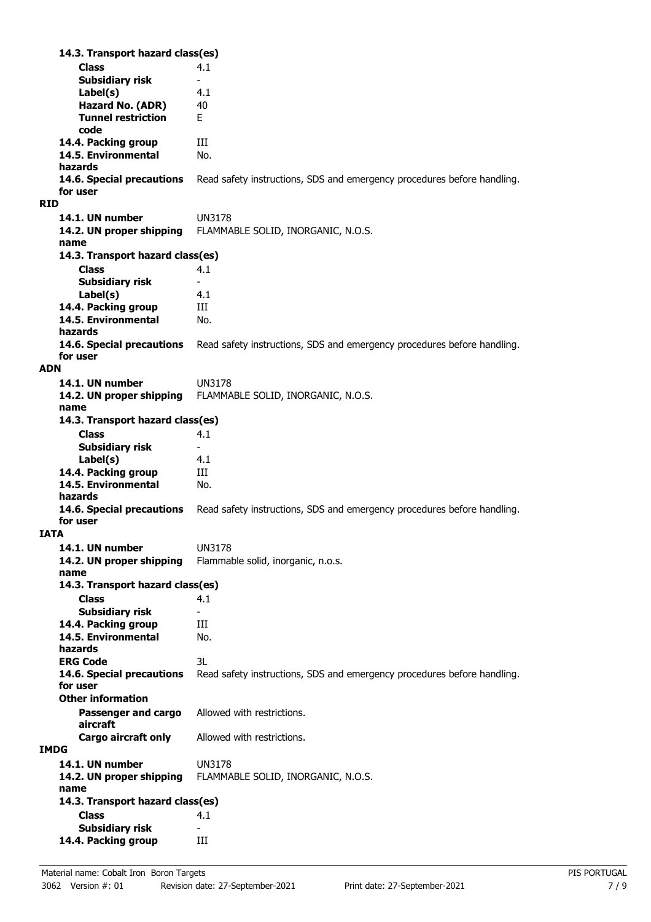**14.3. Transport hazard class(es)**

**Class** 4.1

**Subsidiary risk** -

**Label(s)** 4.1

**Hazard No. (ADR)** 40

**Tunnel restriction code** E

**14.4. Packing group** III

**14.5. Environmental hazards** No.

**14.6. Special precautions for user** Read safety instructions, SDS and emergency procedures before handling.

**RID**

**14.1. UN number** UN3178

**14.2. UN proper shipping name** FLAMMABLE SOLID, INORGANIC, N.O.S.

**14.3. Transport hazard class(es)**

**Class** 4.1

**Subsidiary risk** -

**Label(s)** 4.1

**14.4. Packing group** III

**14.5. Environmental hazards** No.

**14.6. Special precautions for user** Read safety instructions, SDS and emergency procedures before handling.

**ADN**

**14.1. UN number** UN3178

**14.2. UN proper shipping name** FLAMMABLE SOLID, INORGANIC, N.O.S.

**14.3. Transport hazard class(es)**

**Class** 4.1

**Subsidiary risk** -

**Label(s)** 4.1

**14.4. Packing group** III

**14.5. Environmental hazards** No.

**14.6. Special precautions for user** Read safety instructions, SDS and emergency procedures before handling.

**IATA**

**14.1. UN number** UN3178

**14.2. UN proper shipping name** Flammable solid, inorganic, n.o.s.

**14.3. Transport hazard class(es)**

**Class** 4.1

**Subsidiary risk** -

**14.4. Packing group** III

**14.5. Environmental hazards** No.

**ERG Code** 3L

**14.6. Special precautions for user** Read safety instructions, SDS and emergency procedures before handling.

**Other information**

**Passenger and cargo aircraft** Allowed with restrictions.

**Cargo aircraft only** Allowed with restrictions.

**IMDG**

**14.1. UN number** UN3178

**14.2. UN proper shipping name** FLAMMABLE SOLID, INORGANIC, N.O.S.

**14.3. Transport hazard class(es)**

**Class** 4.1

**Subsidiary risk** -

**14.4. Packing group** III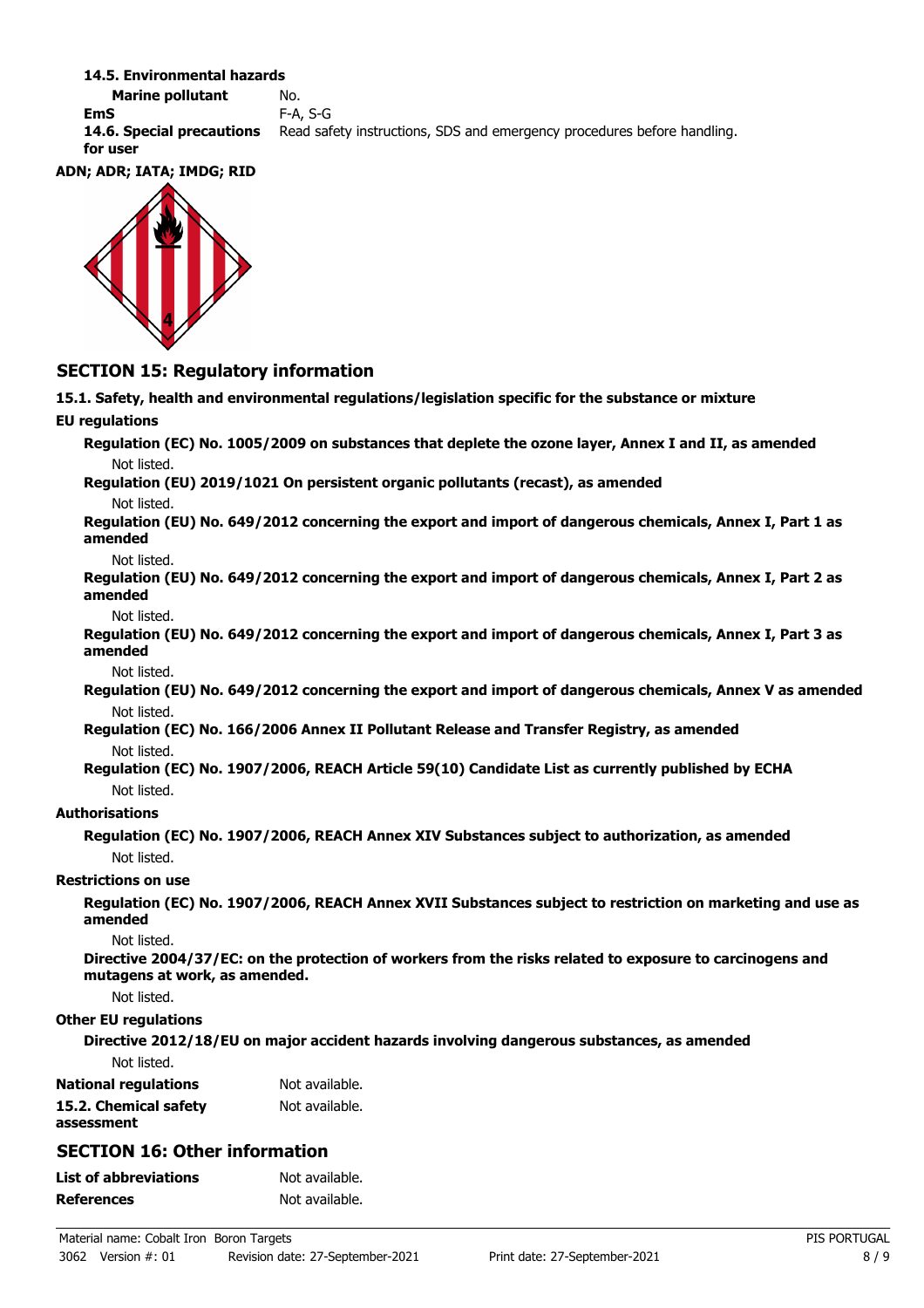**14.5. Environmental hazards**

**Marine pollutant** No.

**EmS** F-A, S-G

**14.6. Special precautions for user** Read safety instructions, SDS and emergency procedures before handling.

**ADN; ADR; IATA; IMDG; RID**

## SECTION 15: Regulatory information

**15.1. Safety, health and environmental regulations/legislation specific for the substance or mixture**

**EU regulations**

**Regulation (EC) No. 1005/2009 on substances that deplete the ozone layer, Annex I and II, as amended**

Not listed.

**Regulation (EU) 2019/1021 On persistent organic pollutants (recast), as amended**

Not listed.

**Regulation (EU) No. 649/2012 concerning the export and import of dangerous chemicals, Annex I, Part 1 as amended**

Not listed.

**Regulation (EU) No. 649/2012 concerning the export and import of dangerous chemicals, Annex I, Part 2 as amended**

Not listed.

**Regulation (EU) No. 649/2012 concerning the export and import of dangerous chemicals, Annex I, Part 3 as amended**

Not listed.

**Regulation (EU) No. 649/2012 concerning the export and import of dangerous chemicals, Annex V as amended**

Not listed.

**Regulation (EC) No. 166/2006 Annex II Pollutant Release and Transfer Registry, as amended**

Not listed.

**Regulation (EC) No. 1907/2006, REACH Article 59(10) Candidate List as currently published by ECHA**

Not listed.

**Authorisations**

**Regulation (EC) No. 1907/2006, REACH Annex XIV Substances subject to authorization, as amended**

Not listed.

**Restrictions on use**

**Regulation (EC) No. 1907/2006, REACH Annex XVII Substances subject to restriction on marketing and use as amended**

Not listed.

**Directive 2004/37/EC: on the protection of workers from the risks related to exposure to carcinogens and mutagens at work, as amended.**

Not listed.

**Other EU regulations**

**Directive 2012/18/EU on major accident hazards involving dangerous substances, as amended**

Not listed.

**National regulations** Not available.

**15.2. Chemical safety assessment** Not available.

## SECTION 16: Other information

**List of abbreviations** Not available.

**References** Not available.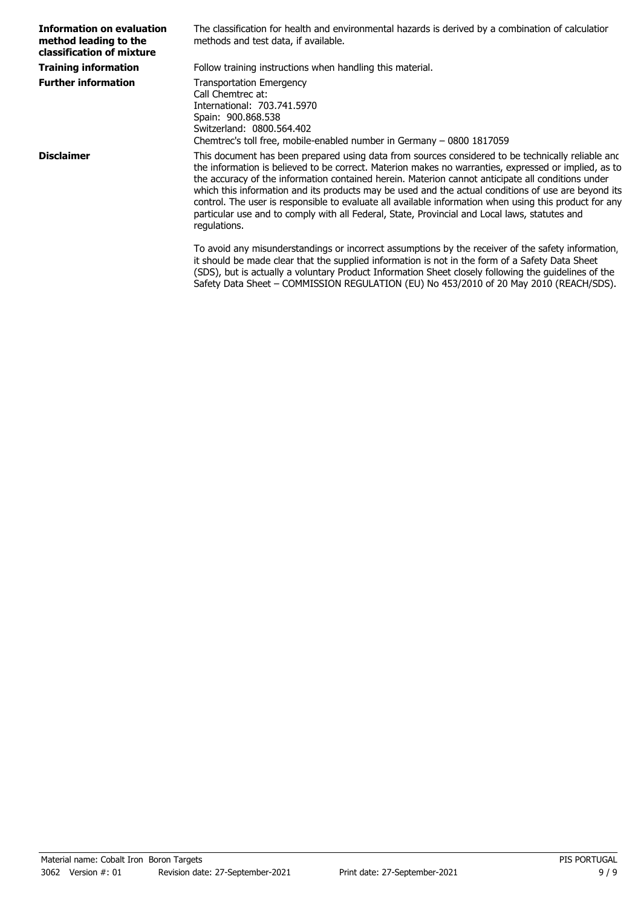**Information on evaluation method leading to the classification of mixture**

The classification for health and environmental hazards is derived by a combination of calculation methods and test data, if available.

**Training information**

Follow training instructions when handling this material.

**Further information**

Transportation Emergency
Call Chemtrec at:
International: 703.741.5970
Spain: 900.868.538
Switzerland: 0800.564.402
Chemtrec's toll free, mobile-enabled number in Germany – 0800 1817059

**Disclaimer**

This document has been prepared using data from sources considered to be technically reliable and the information is believed to be correct. Materion makes no warranties, expressed or implied, as to the accuracy of the information contained herein. Materion cannot anticipate all conditions under which this information and its products may be used and the actual conditions of use are beyond its control. The user is responsible to evaluate all available information when using this product for any particular use and to comply with all Federal, State, Provincial and Local laws, statutes and regulations.

To avoid any misunderstandings or incorrect assumptions by the receiver of the safety information, it should be made clear that the supplied information is not in the form of a Safety Data Sheet (SDS), but is actually a voluntary Product Information Sheet closely following the guidelines of the Safety Data Sheet – COMMISSION REGULATION (EU) No 453/2010 of 20 May 2010 (REACH/SDS).